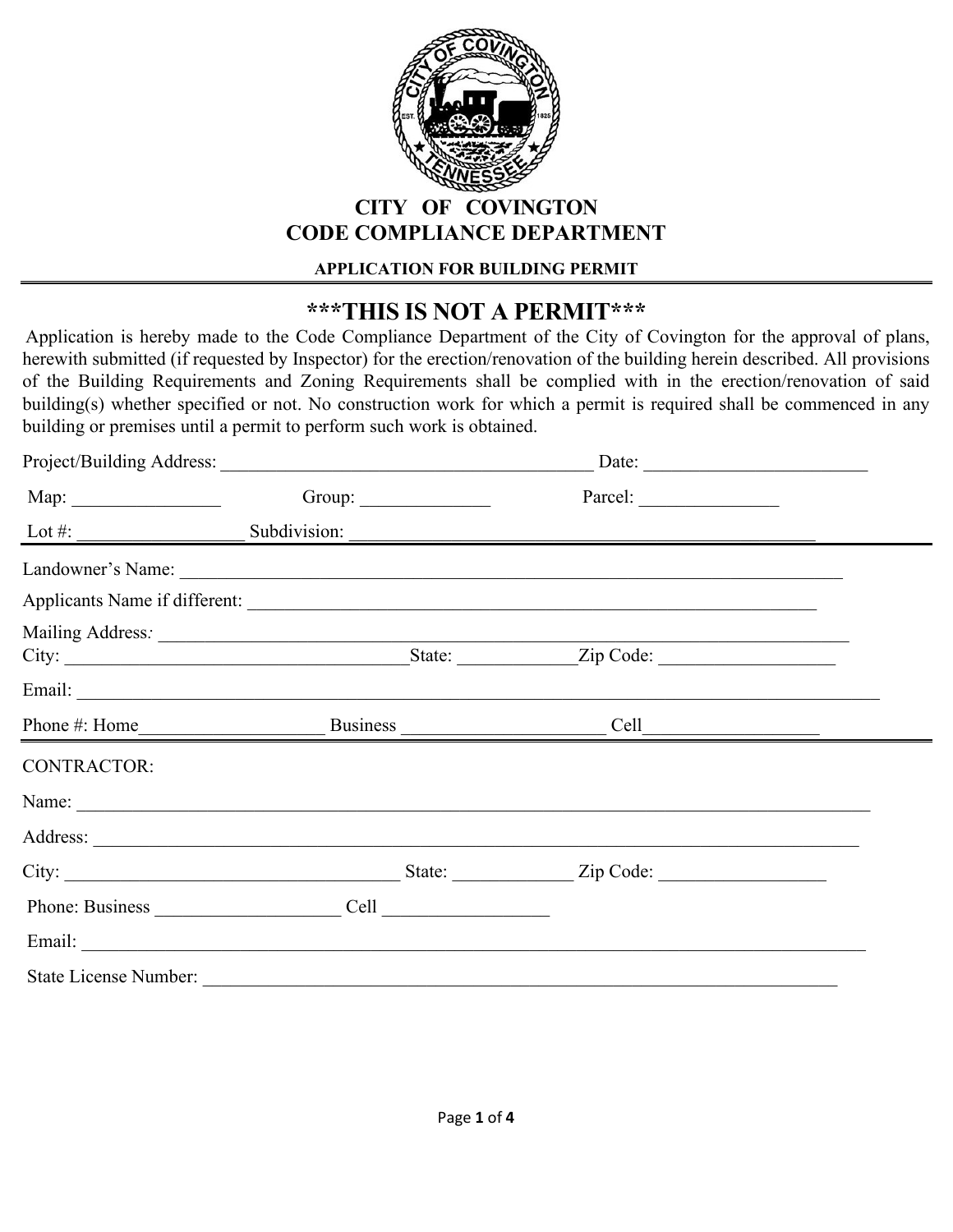# CITY OF COVINGTON
## CODE COMPLIANCE DEPARTMENT

### APPLICATION FOR BUILDING PERMIT

---

## ***THIS IS NOT A PERMIT***

Application is hereby made to the Code Compliance Department of the City of Covington for the approval of plans, herewith submitted (if requested by Inspector) for the erection/renovation of the building herein described. All provisions of the Building Requirements and Zoning Requirements shall be complied with in the erection/renovation of said building(s) whether specified or not. No construction work for which a permit is required shall be commenced in any building or premises until a permit to perform such work is obtained.

Project/Building Address: ________________________________________ Date: ________________________

Map: ________________ Group: ______________ Parcel: _______________

Lot #: __________________ Subdivision: ____________________________________________________

---

Landowner's Name: ________________________________________________________________________

Applicants Name if different: ______________________________________________________________

Mailing Address: __________________________________________________________________________

City: _____________________________________State: ____________Zip Code: ___________________

Email: ___________________________________________________________________________________

Phone #: Home____________________ Business _____________________ Cell__________________

---

CONTRACTOR:

Name: ___________________________________________________________________________________

Address: _________________________________________________________________________________

City: ____________________________________ State: _____________ Zip Code: __________________

Phone: Business ____________________ Cell _________________

Email: ___________________________________________________________________________________

State License Number: _____________________________________________________________________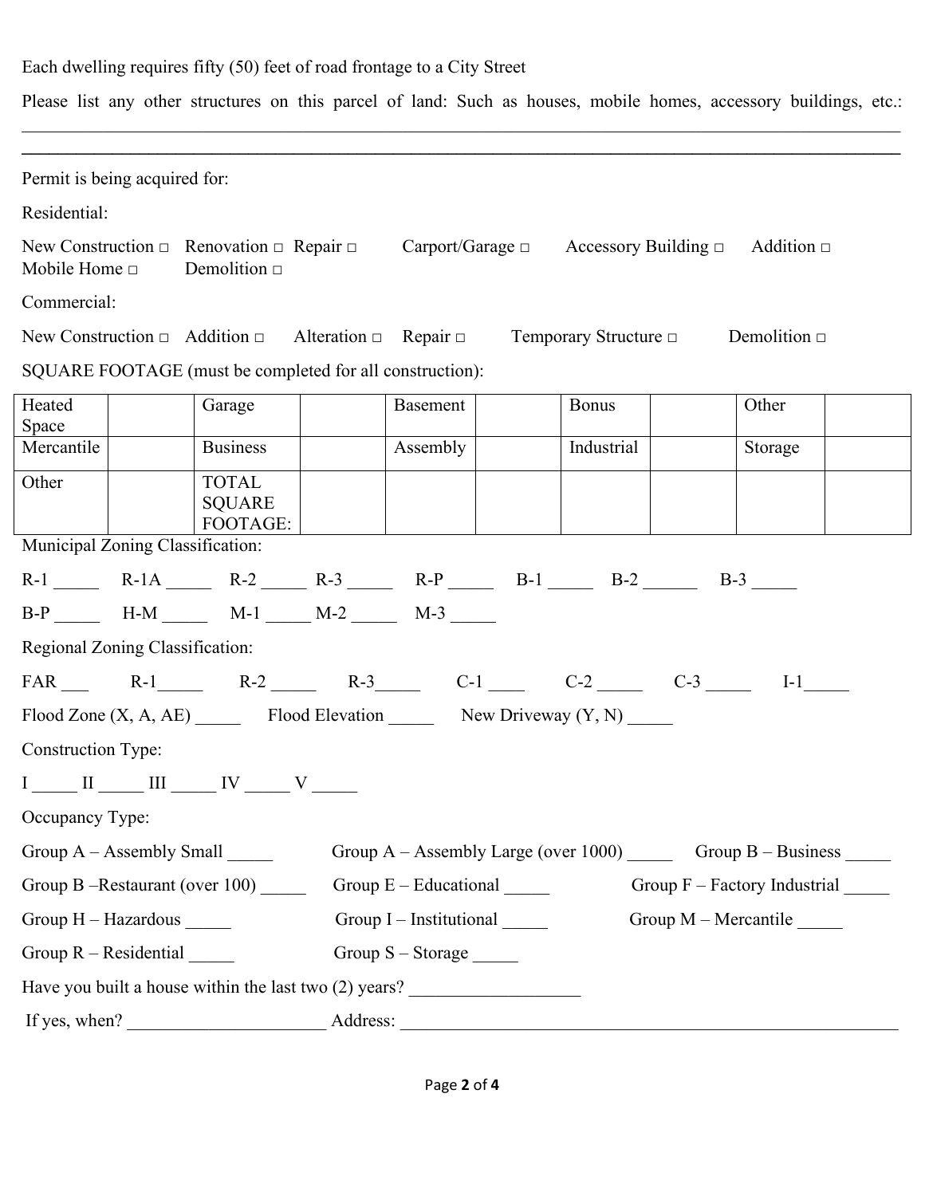Each dwelling requires fifty (50) feet of road frontage to a City Street

Please list any other structures on this parcel of land: Such as houses, mobile homes, accessory buildings, etc.:
______________________________________________________________________________________________
______________________________________________________________________________________________

Permit is being acquired for:

Residential:

New Construction □ Renovation □ Repair □ Carport/Garage □ Accessory Building □ Addition □ Mobile Home □ Demolition □

Commercial:

New Construction □ Addition □ Alteration □ Repair □ Temporary Structure □ Demolition □

SQUARE FOOTAGE (must be completed for all construction):

| Heated Space | | Garage | | Basement | | Bonus | | Other | |
|---|---|---|---|---|---|---|---|---|---|
| Mercantile | | Business | | Assembly | | Industrial | | Storage | |
| Other | | TOTAL SQUARE FOOTAGE: | | | | | | | |

Municipal Zoning Classification:

R-1 _____ R-1A _____ R-2 _____ R-3 _____ R-P _____ B-1 _____ B-2 ______ B-3 _____

B-P _____ H-M _____ M-1 _____ M-2 _____ M-3 _____

Regional Zoning Classification:

FAR ___ R-1_____ R-2 _____ R-3_____ C-1 ____ C-2 _____ C-3 _____ I-1_____

Flood Zone (X, A, AE) _____ Flood Elevation _____ New Driveway (Y, N) _____

Construction Type:

I _____ II _____ III _____ IV _____ V _____

Occupancy Type:

Group A – Assembly Small _____ Group A – Assembly Large (over 1000) _____ Group B – Business _____

Group B –Restaurant (over 100) _____ Group E – Educational _____ Group F – Factory Industrial _____

Group H – Hazardous _____ Group I – Institutional _____ Group M – Mercantile _____

Group R – Residential _____ Group S – Storage _____

Have you built a house within the last two (2) years? ___________________

If yes, when? ______________________ Address: ________________________________________________________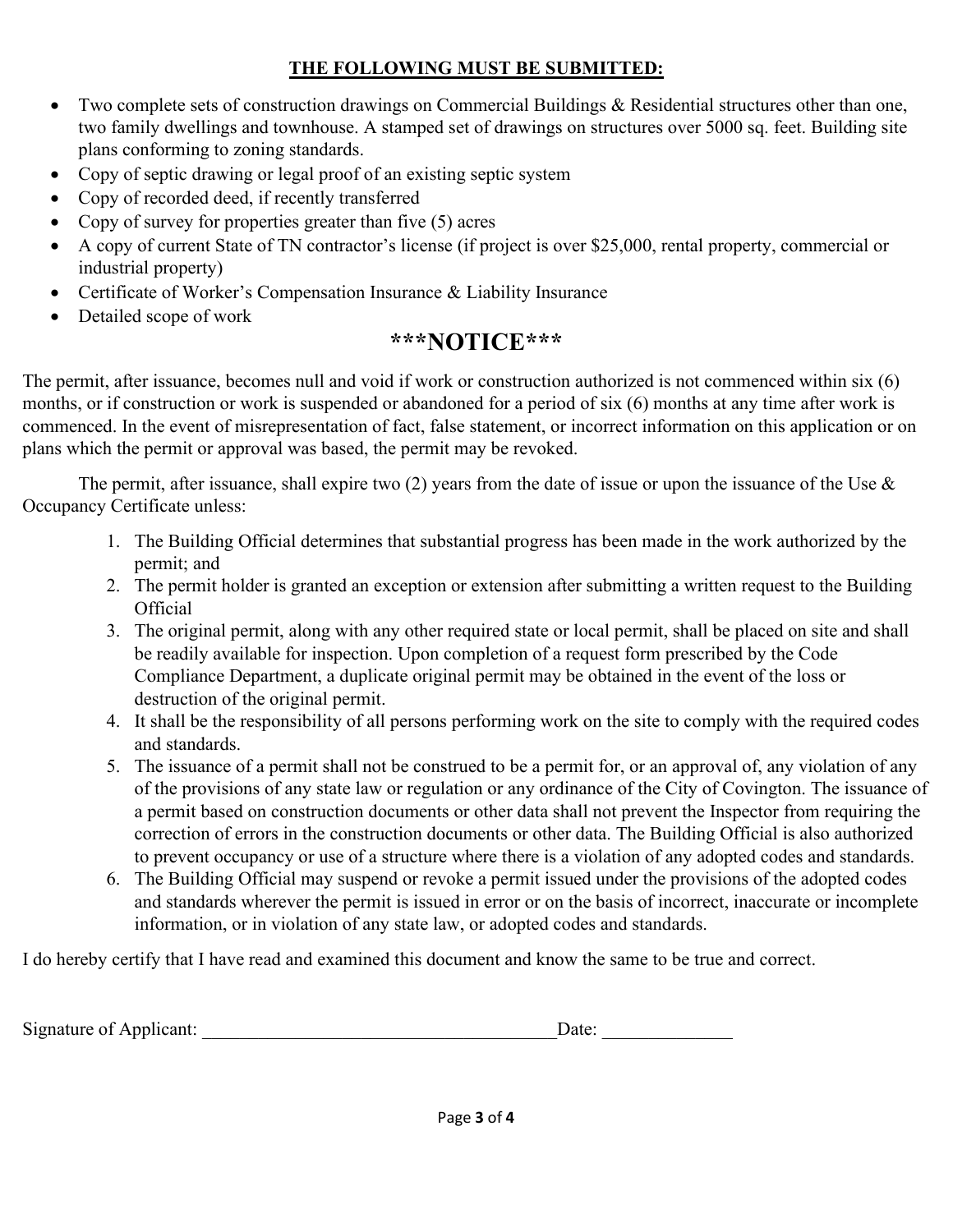**THE FOLLOWING MUST BE SUBMITTED:**

- Two complete sets of construction drawings on Commercial Buildings & Residential structures other than one, two family dwellings and townhouse. A stamped set of drawings on structures over 5000 sq. feet. Building site plans conforming to zoning standards.
- Copy of septic drawing or legal proof of an existing septic system
- Copy of recorded deed, if recently transferred
- Copy of survey for properties greater than five (5) acres
- A copy of current State of TN contractor's license (if project is over $25,000, rental property, commercial or industrial property)
- Certificate of Worker's Compensation Insurance & Liability Insurance
- Detailed scope of work

## ***NOTICE***

The permit, after issuance, becomes null and void if work or construction authorized is not commenced within six (6) months, or if construction or work is suspended or abandoned for a period of six (6) months at any time after work is commenced. In the event of misrepresentation of fact, false statement, or incorrect information on this application or on plans which the permit or approval was based, the permit may be revoked.

The permit, after issuance, shall expire two (2) years from the date of issue or upon the issuance of the Use & Occupancy Certificate unless:

1. The Building Official determines that substantial progress has been made in the work authorized by the permit; and
2. The permit holder is granted an exception or extension after submitting a written request to the Building Official
3. The original permit, along with any other required state or local permit, shall be placed on site and shall be readily available for inspection. Upon completion of a request form prescribed by the Code Compliance Department, a duplicate original permit may be obtained in the event of the loss or destruction of the original permit.
4. It shall be the responsibility of all persons performing work on the site to comply with the required codes and standards.
5. The issuance of a permit shall not be construed to be a permit for, or an approval of, any violation of any of the provisions of any state law or regulation or any ordinance of the City of Covington. The issuance of a permit based on construction documents or other data shall not prevent the Inspector from requiring the correction of errors in the construction documents or other data. The Building Official is also authorized to prevent occupancy or use of a structure where there is a violation of any adopted codes and standards.
6. The Building Official may suspend or revoke a permit issued under the provisions of the adopted codes and standards wherever the permit is issued in error or on the basis of incorrect, inaccurate or incomplete information, or in violation of any state law, or adopted codes and standards.

I do hereby certify that I have read and examined this document and know the same to be true and correct.

Signature of Applicant: ______________________________________ Date: ______________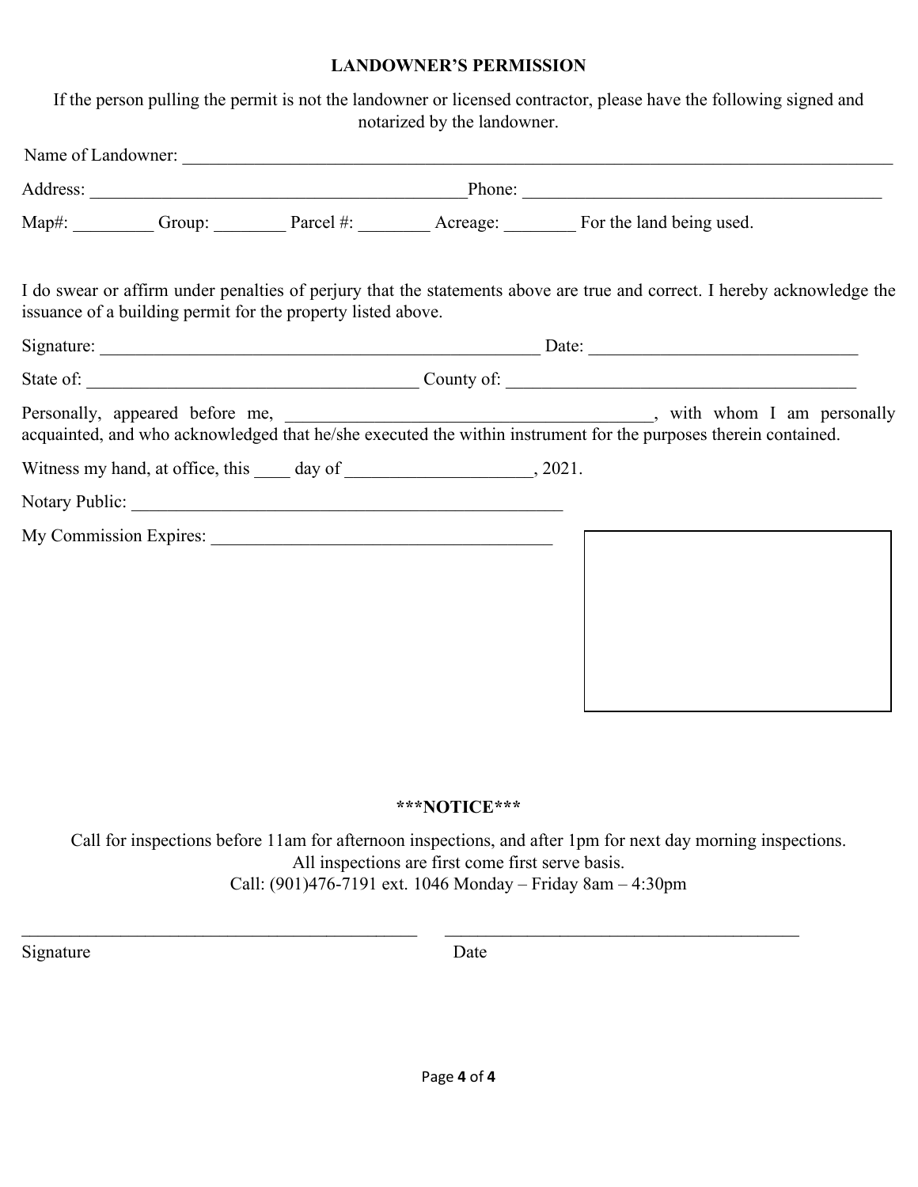**LANDOWNER'S PERMISSION**

If the person pulling the permit is not the landowner or licensed contractor, please have the following signed and notarized by the landowner.

Name of Landowner: ____________________________________________________________________________

Address: ___________________________________________Phone: _________________________________________

Map#: _________ Group: ________ Parcel #: ________ Acreage: ________ For the land being used.

I do swear or affirm under penalties of perjury that the statements above are true and correct. I hereby acknowledge the issuance of a building permit for the property listed above.

Signature: __________________________________________________ Date: ______________________________

State of: ______________________________________ County of: ________________________________________

Personally, appeared before me, _________________________________________, with whom I am personally acquainted, and who acknowledged that he/she executed the within instrument for the purposes therein contained.

Witness my hand, at office, this ____ day of _____________________, 2021.

Notary Public: __________________________________________________

My Commission Expires: ______________________________________

**\*\*\*NOTICE\*\*\***

Call for inspections before 11am for afternoon inspections, and after 1pm for next day morning inspections.
All inspections are first come first serve basis.
Call: (901)476-7191 ext. 1046 Monday – Friday 8am – 4:30pm

______________________________________________ ________________________________________

Signature Date